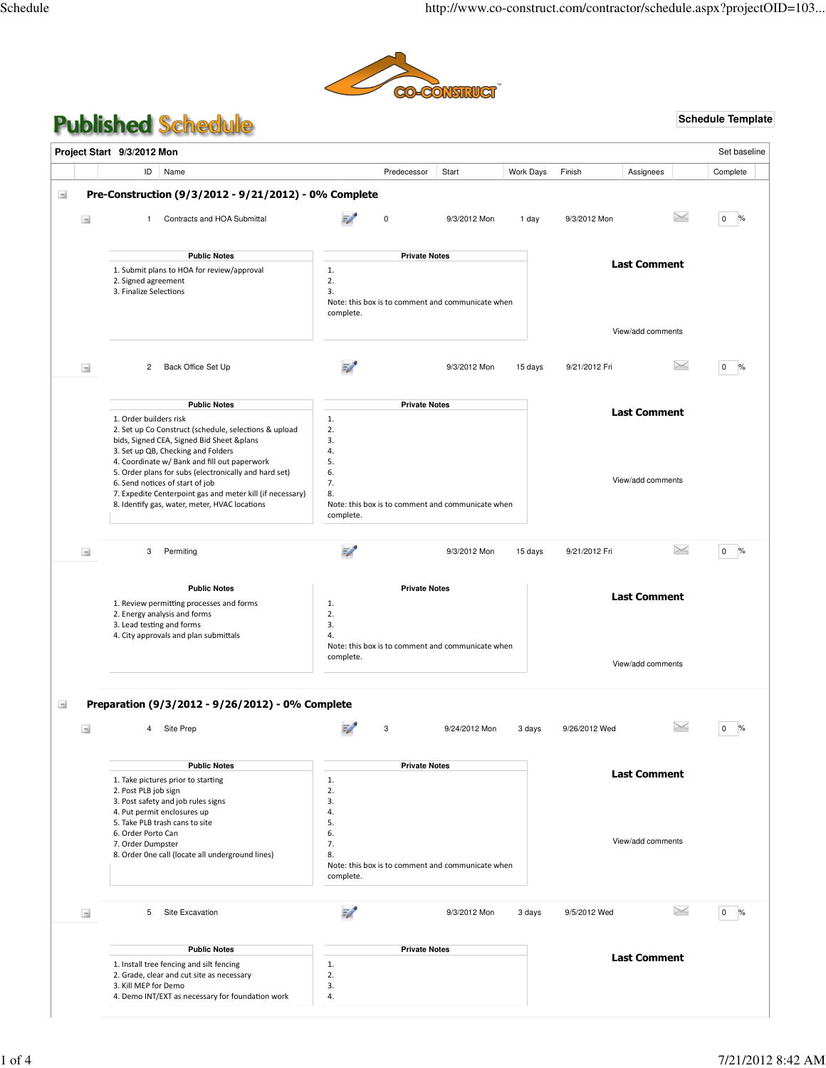# Published Schedule

Schedule Template

**Project Start** 9/3/2012 Mon

Set baseline

| ID | Name | Predecessor | Start | Work Days | Finish | Assignees | Complete |
|---|---|---|---|---|---|---|---|

## Pre-Construction (9/3/2012 - 9/21/2012) - 0% Complete

| ID | Name | Predecessor | Start | Work Days | Finish | Assignees | Complete |
|---|---|---|---|---|---|---|---|
| 1 | Contracts and HOA Submittal | 0 | 9/3/2012 Mon | 1 day | 9/3/2012 Mon | | 0 % |

**Public Notes**

1. Submit plans to HOA for review/approval
2. Signed agreement
3. Finalize Selections

**Private Notes**

1.
2.
3.

Note: this box is to comment and communicate when complete.

**Last Comment**

View/add comments

| ID | Name | Predecessor | Start | Work Days | Finish | Assignees | Complete |
|---|---|---|---|---|---|---|---|
| 2 | Back Office Set Up | | 9/3/2012 Mon | 15 days | 9/21/2012 Fri | | 0 % |

**Public Notes**

1. Order builders risk
2. Set up Co Construct (schedule, selections & upload bids, Signed CEA, Signed Bid Sheet &plans
3. Set up QB, Checking and Folders
4. Coordinate w/ Bank and fill out paperwork
5. Order plans for subs (electronically and hard set)
6. Send notices of start of job
7. Expedite Centerpoint gas and meter kill (if necessary)
8. Identify gas, water, meter, HVAC locations

**Private Notes**

1.
2.
3.
4.
5.
6.
7.
8.

Note: this box is to comment and communicate when complete.

**Last Comment**

View/add comments

| ID | Name | Predecessor | Start | Work Days | Finish | Assignees | Complete |
|---|---|---|---|---|---|---|---|
| 3 | Permiting | | 9/3/2012 Mon | 15 days | 9/21/2012 Fri | | 0 % |

**Public Notes**

1. Review permitting processes and forms
2. Energy analysis and forms
3. Lead testing and forms
4. City approvals and plan submittals

**Private Notes**

1.
2.
3.
4.

Note: this box is to comment and communicate when complete.

**Last Comment**

View/add comments

## Preparation (9/3/2012 - 9/26/2012) - 0% Complete

| ID | Name | Predecessor | Start | Work Days | Finish | Assignees | Complete |
|---|---|---|---|---|---|---|---|
| 4 | Site Prep | 3 | 9/24/2012 Mon | 3 days | 9/26/2012 Wed | | 0 % |

**Public Notes**

1. Take pictures prior to starting
2. Post PLB job sign
3. Post safety and job rules signs
4. Put permit enclosures up
5. Take PLB trash cans to site
6. Order Porto Can
7. Order Dumpster
8. Order One call (locate all underground lines)

**Private Notes**

1.
2.
3.
4.
5.
6.
7.
8.

Note: this box is to comment and communicate when complete.

**Last Comment**

View/add comments

| ID | Name | Predecessor | Start | Work Days | Finish | Assignees | Complete |
|---|---|---|---|---|---|---|---|
| 5 | Site Excavation | | 9/3/2012 Mon | 3 days | 9/5/2012 Wed | | 0 % |

**Public Notes**

1. Install tree fencing and silt fencing
2. Grade, clear and cut site as necessary
3. Kill MEP for Demo
4. Demo INT/EXT as necessary for foundation work

**Private Notes**

1.
2.
3.
4.

**Last Comment**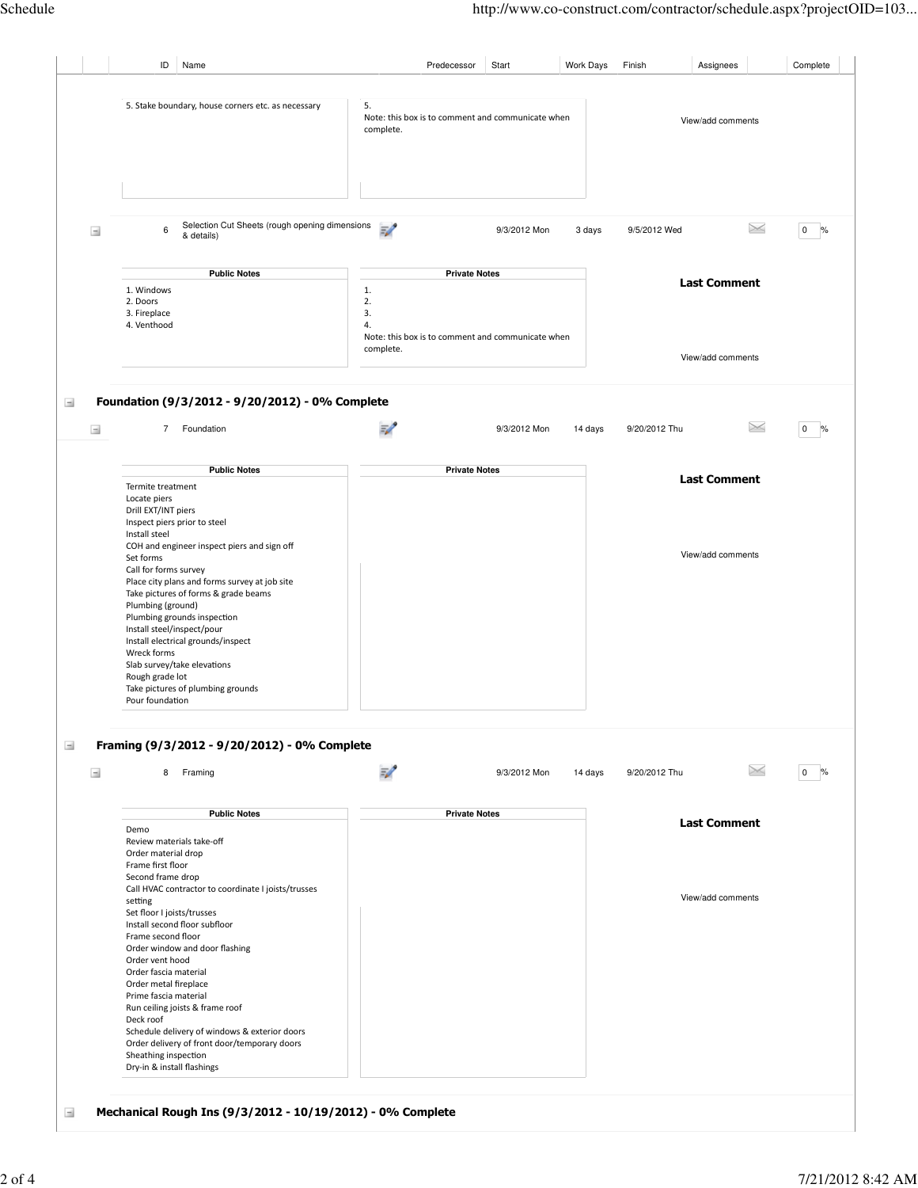| ID | Name | Predecessor | Start | Work Days | Finish | Assignees | | Complete |
|---|---|---|---|---|---|---|---|---|

5. Stake boundary, house corners etc. as necessary

5.
Note: this box is to comment and communicate when complete.

View/add comments

| ID | Name | Predecessor | Start | Work Days | Finish | Assignees | | Complete |
|---|---|---|---|---|---|---|---|---|
| 6 | Selection Cut Sheets (rough opening dimensions & details) | | 9/3/2012 Mon | 3 days | 9/5/2012 Wed | | | 0 % |

**Public Notes**

1. Windows
2. Doors
3. Fireplace
4. Venthood

**Private Notes**

1.
2.
3.
4.
Note: this box is to comment and communicate when complete.

**Last Comment**

View/add comments

## Foundation (9/3/2012 - 9/20/2012) - 0% Complete

| ID | Name | Predecessor | Start | Work Days | Finish | Assignees | | Complete |
|---|---|---|---|---|---|---|---|---|
| 7 | Foundation | | 9/3/2012 Mon | 14 days | 9/20/2012 Thu | | | 0 % |

**Public Notes**

Termite treatment
Locate piers
Drill EXT/INT piers
Inspect piers prior to steel
Install steel
COH and engineer inspect piers and sign off
Set forms
Call for forms survey
Place city plans and forms survey at job site
Take pictures of forms & grade beams
Plumbing (ground)
Plumbing grounds inspection
Install steel/inspect/pour
Install electrical grounds/inspect
Wreck forms
Slab survey/take elevations
Rough grade lot
Take pictures of plumbing grounds
Pour foundation

**Private Notes**

**Last Comment**

View/add comments

## Framing (9/3/2012 - 9/20/2012) - 0% Complete

| ID | Name | Predecessor | Start | Work Days | Finish | Assignees | | Complete |
|---|---|---|---|---|---|---|---|---|
| 8 | Framing | | 9/3/2012 Mon | 14 days | 9/20/2012 Thu | | | 0 % |

**Public Notes**

Demo
Review materials take-off
Order material drop
Frame first floor
Second frame drop
Call HVAC contractor to coordinate I joists/trusses setting
Set floor I joists/trusses
Install second floor subfloor
Frame second floor
Order window and door flashing
Order vent hood
Order fascia material
Order metal fireplace
Prime fascia material
Run ceiling joists & frame roof
Deck roof
Schedule delivery of windows & exterior doors
Order delivery of front door/temporary doors
Sheathing inspection
Dry-in & install flashings

**Private Notes**

**Last Comment**

View/add comments

## Mechanical Rough Ins (9/3/2012 - 10/19/2012) - 0% Complete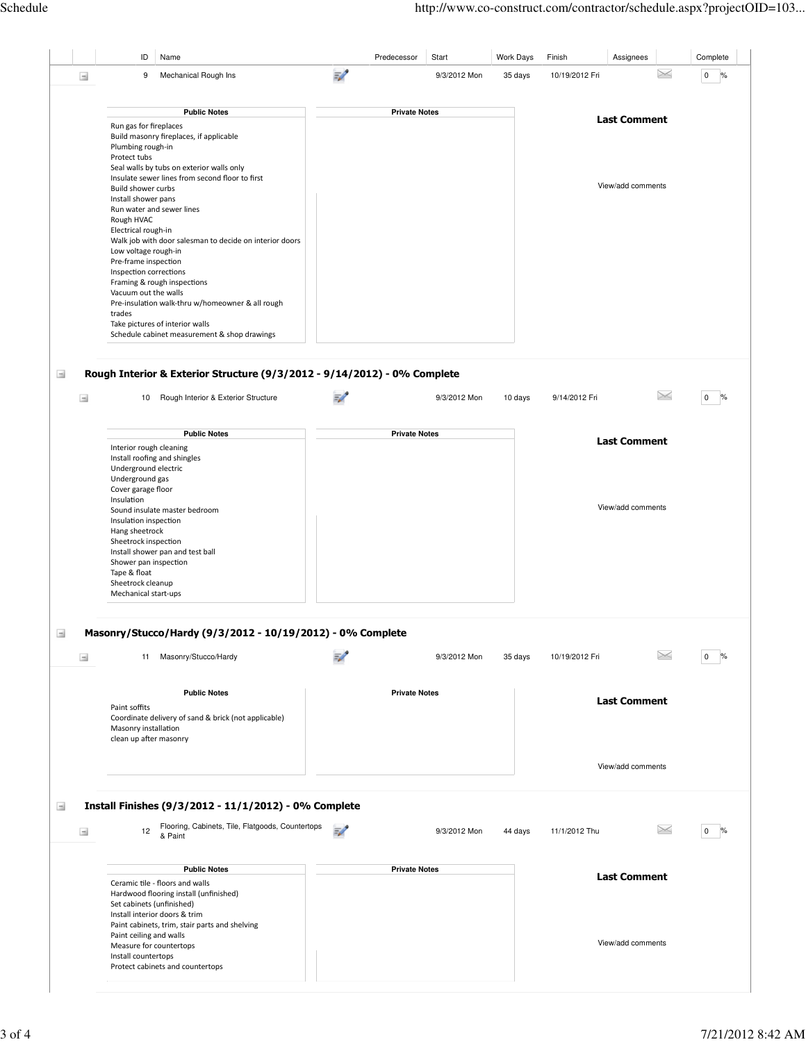| ID | Name | Predecessor | Start | Work Days | Finish | Assignees | Complete |
|---|---|---|---|---|---|---|---|
| 9 | Mechanical Rough Ins | | 9/3/2012 Mon | 35 days | 10/19/2012 Fri | | 0 % |

**Public Notes**

Run gas for fireplaces
Build masonry fireplaces, if applicable
Plumbing rough-in
Protect tubs
Seal walls by tubs on exterior walls only
Insulate sewer lines from second floor to first
Build shower curbs
Install shower pans
Run water and sewer lines
Rough HVAC
Electrical rough-in
Walk job with door salesman to decide on interior doors
Low voltage rough-in
Pre-frame inspection
Inspection corrections
Framing & rough inspections
Vacuum out the walls
Pre-insulation walk-thru w/homeowner & all rough trades
Take pictures of interior walls
Schedule cabinet measurement & shop drawings

**Private Notes**

**Last Comment**

View/add comments

## Rough Interior & Exterior Structure (9/3/2012 - 9/14/2012) - 0% Complete

| ID | Name | Predecessor | Start | Work Days | Finish | Assignees | Complete |
|---|---|---|---|---|---|---|---|
| 10 | Rough Interior & Exterior Structure | | 9/3/2012 Mon | 10 days | 9/14/2012 Fri | | 0 % |

**Public Notes**

Interior rough cleaning
Install roofing and shingles
Underground electric
Underground gas
Cover garage floor
Insulation
Sound insulate master bedroom
Insulation inspection
Hang sheetrock
Sheetrock inspection
Install shower pan and test ball
Shower pan inspection
Tape & float
Sheetrock cleanup
Mechanical start-ups

**Private Notes**

**Last Comment**

View/add comments

## Masonry/Stucco/Hardy (9/3/2012 - 10/19/2012) - 0% Complete

| ID | Name | Predecessor | Start | Work Days | Finish | Assignees | Complete |
|---|---|---|---|---|---|---|---|
| 11 | Masonry/Stucco/Hardy | | 9/3/2012 Mon | 35 days | 10/19/2012 Fri | | 0 % |

**Public Notes**

Paint soffits
Coordinate delivery of sand & brick (not applicable)
Masonry installation
clean up after masonry

**Private Notes**

**Last Comment**

View/add comments

## Install Finishes (9/3/2012 - 11/1/2012) - 0% Complete

| ID | Name | Predecessor | Start | Work Days | Finish | Assignees | Complete |
|---|---|---|---|---|---|---|---|
| 12 | Flooring, Cabinets, Tile, Flatgoods, Countertops & Paint | | 9/3/2012 Mon | 44 days | 11/1/2012 Thu | | 0 % |

**Public Notes**

Ceramic tile - floors and walls
Hardwood flooring install (unfinished)
Set cabinets (unfinished)
Install interior doors & trim
Paint cabinets, trim, stair parts and shelving
Paint ceiling and walls
Measure for countertops
Install countertops
Protect cabinets and countertops

**Private Notes**

**Last Comment**

View/add comments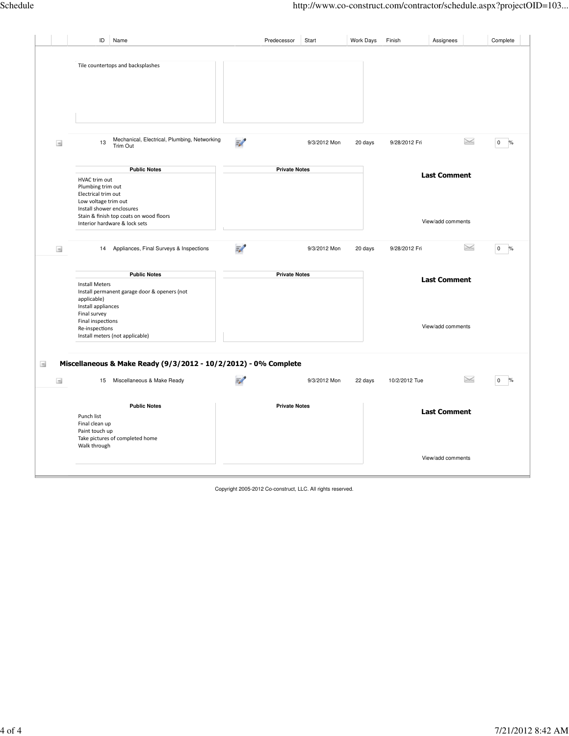| ID | Name | Predecessor | Start | Work Days | Finish | Assignees | | Complete |
|---|---|---|---|---|---|---|---|---|

Tile countertops and backsplashes

| ID | Name | Predecessor | Start | Work Days | Finish | Assignees | | Complete |
|---|---|---|---|---|---|---|---|---|
| 13 | Mechanical, Electrical, Plumbing, Networking Trim Out | | 9/3/2012 Mon | 20 days | 9/28/2012 Fri | | | 0 % |

**Public Notes**

HVAC trim out
Plumbing trim out
Electrical trim out
Low voltage trim out
Install shower enclosures
Stain & finish top coats on wood floors
Interior hardware & lock sets

**Private Notes**

**Last Comment**

View/add comments

| ID | Name | Predecessor | Start | Work Days | Finish | Assignees | | Complete |
|---|---|---|---|---|---|---|---|---|
| 14 | Appliances, Final Surveys & Inspections | | 9/3/2012 Mon | 20 days | 9/28/2012 Fri | | | 0 % |

**Public Notes**

Install Meters
Install permanent garage door & openers (not applicable)
Install appliances
Final survey
Final inspections
Re-inspections
Install meters (not applicable)

**Private Notes**

**Last Comment**

View/add comments

## Miscellaneous & Make Ready (9/3/2012 - 10/2/2012) - 0% Complete

| ID | Name | Predecessor | Start | Work Days | Finish | Assignees | | Complete |
|---|---|---|---|---|---|---|---|---|
| 15 | Miscellaneous & Make Ready | | 9/3/2012 Mon | 22 days | 10/2/2012 Tue | | | 0 % |

**Public Notes**

Punch list
Final clean up
Paint touch up
Take pictures of completed home
Walk through

**Private Notes**

**Last Comment**

View/add comments

Copyright 2005-2012 Co-construct, LLC. All rights reserved.